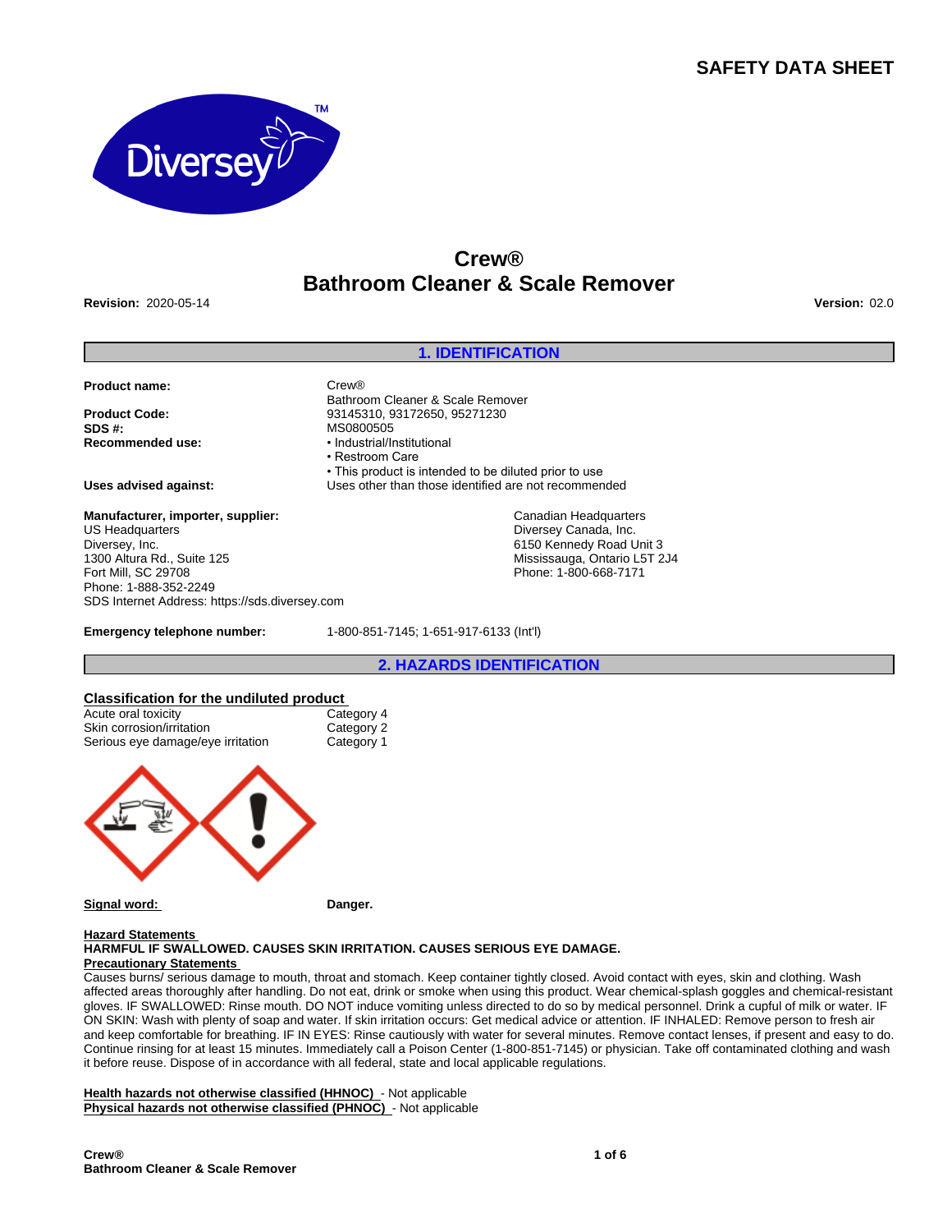# SAFETY DATA SHEET

# Crew®
# Bathroom Cleaner & Scale Remover

**Revision:** 2020-05-14

**Version:** 02.0

## 1. IDENTIFICATION

**Product name:** Crew® Bathroom Cleaner & Scale Remover

**Product Code:** 93145310, 93172650, 95271230

**SDS #:** MS0800505

**Recommended use:**
- Industrial/Institutional
- Restroom Care
- This product is intended to be diluted prior to use

**Uses advised against:** Uses other than those identified are not recommended

**Manufacturer, importer, supplier:**

US Headquarters
Diversey, Inc.
1300 Altura Rd., Suite 125
Fort Mill, SC 29708
Phone: 1-888-352-2249
SDS Internet Address: https://sds.diversey.com

Canadian Headquarters
Diversey Canada, Inc.
6150 Kennedy Road Unit 3
Mississauga, Ontario L5T 2J4
Phone: 1-800-668-7171

**Emergency telephone number:** 1-800-851-7145; 1-651-917-6133 (Int'l)

## 2. HAZARDS IDENTIFICATION

**Classification for the undiluted product**

| | |
|---|---|
| Acute oral toxicity | Category 4 |
| Skin corrosion/irritation | Category 2 |
| Serious eye damage/eye irritation | Category 1 |

**Signal word:** **Danger.**

**Hazard Statements**

**HARMFUL IF SWALLOWED. CAUSES SKIN IRRITATION. CAUSES SERIOUS EYE DAMAGE.**

**Precautionary Statements**

Causes burns/ serious damage to mouth, throat and stomach. Keep container tightly closed. Avoid contact with eyes, skin and clothing. Wash affected areas thoroughly after handling. Do not eat, drink or smoke when using this product. Wear chemical-splash goggles and chemical-resistant gloves. IF SWALLOWED: Rinse mouth. DO NOT induce vomiting unless directed to do so by medical personnel. Drink a cupful of milk or water. IF ON SKIN: Wash with plenty of soap and water. If skin irritation occurs: Get medical advice or attention. IF INHALED: Remove person to fresh air and keep comfortable for breathing. IF IN EYES: Rinse cautiously with water for several minutes. Remove contact lenses, if present and easy to do. Continue rinsing for at least 15 minutes. Immediately call a Poison Center (1-800-851-7145) or physician. Take off contaminated clothing and wash it before reuse. Dispose of in accordance with all federal, state and local applicable regulations.

**Health hazards not otherwise classified (HHNOC)** - Not applicable

**Physical hazards not otherwise classified (PHNOC)** - Not applicable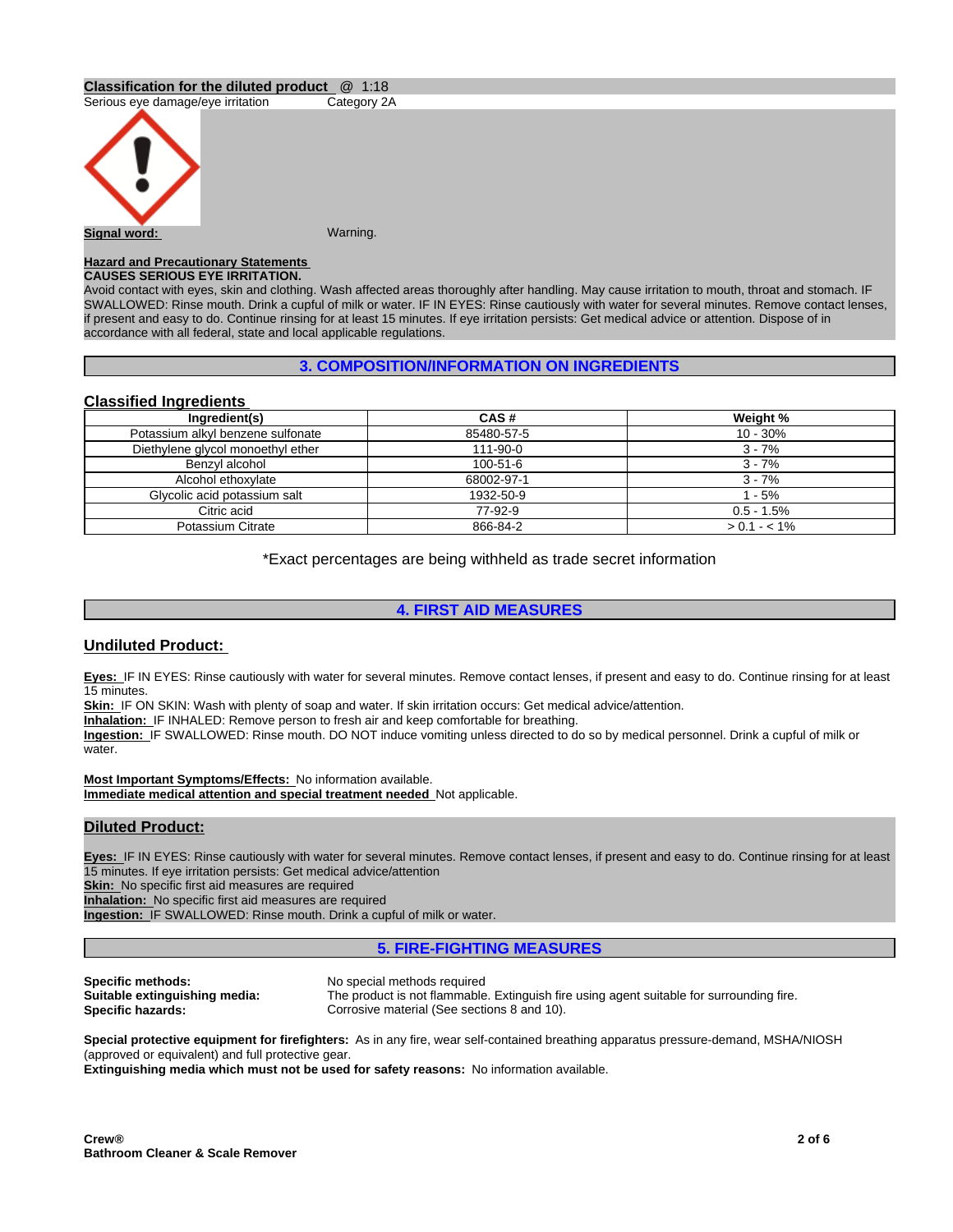**Classification for the diluted product** @ 1:18

Serious eye damage/eye irritation Category 2A

**Signal word:** Warning.

**Hazard and Precautionary Statements**

**CAUSES SERIOUS EYE IRRITATION.**

Avoid contact with eyes, skin and clothing. Wash affected areas thoroughly after handling. May cause irritation to mouth, throat and stomach. IF SWALLOWED: Rinse mouth. Drink a cupful of milk or water. IF IN EYES: Rinse cautiously with water for several minutes. Remove contact lenses, if present and easy to do. Continue rinsing for at least 15 minutes. If eye irritation persists: Get medical advice or attention. Dispose of in accordance with all federal, state and local applicable regulations.

## 3. COMPOSITION/INFORMATION ON INGREDIENTS

### Classified Ingredients

| Ingredient(s) | CAS # | Weight % |
|---|---|---|
| Potassium alkyl benzene sulfonate | 85480-57-5 | 10 - 30% |
| Diethylene glycol monoethyl ether | 111-90-0 | 3 - 7% |
| Benzyl alcohol | 100-51-6 | 3 - 7% |
| Alcohol ethoxylate | 68002-97-1 | 3 - 7% |
| Glycolic acid potassium salt | 1932-50-9 | 1 - 5% |
| Citric acid | 77-92-9 | 0.5 - 1.5% |
| Potassium Citrate | 866-84-2 | > 0.1 - < 1% |

*Exact percentages are being withheld as trade secret information

## 4. FIRST AID MEASURES

### Undiluted Product:

**Eyes:** IF IN EYES: Rinse cautiously with water for several minutes. Remove contact lenses, if present and easy to do. Continue rinsing for at least 15 minutes.

**Skin:** IF ON SKIN: Wash with plenty of soap and water. If skin irritation occurs: Get medical advice/attention.

**Inhalation:** IF INHALED: Remove person to fresh air and keep comfortable for breathing.

**Ingestion:** IF SWALLOWED: Rinse mouth. DO NOT induce vomiting unless directed to do so by medical personnel. Drink a cupful of milk or water.

**Most Important Symptoms/Effects:** No information available.

**Immediate medical attention and special treatment needed** Not applicable.

### Diluted Product:

**Eyes:** IF IN EYES: Rinse cautiously with water for several minutes. Remove contact lenses, if present and easy to do. Continue rinsing for at least 15 minutes. If eye irritation persists: Get medical advice/attention

**Skin:** No specific first aid measures are required

**Inhalation:** No specific first aid measures are required

**Ingestion:** IF SWALLOWED: Rinse mouth. Drink a cupful of milk or water.

## 5. FIRE-FIGHTING MEASURES

**Specific methods:** No special methods required

**Suitable extinguishing media:** The product is not flammable. Extinguish fire using agent suitable for surrounding fire.

**Specific hazards:** Corrosive material (See sections 8 and 10).

**Special protective equipment for firefighters:** As in any fire, wear self-contained breathing apparatus pressure-demand, MSHA/NIOSH (approved or equivalent) and full protective gear.

**Extinguishing media which must not be used for safety reasons:** No information available.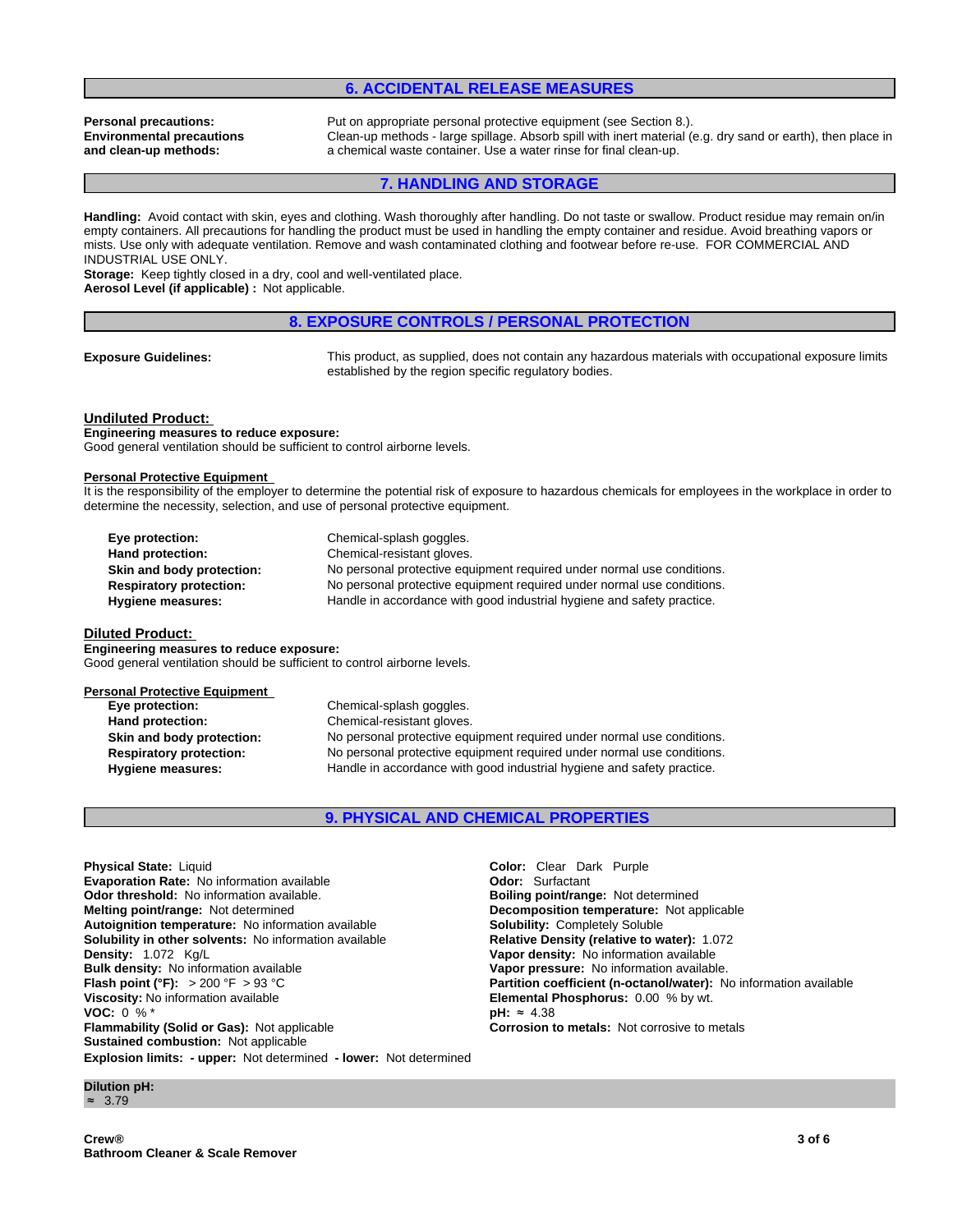## 6. ACCIDENTAL RELEASE MEASURES

**Personal precautions:** Put on appropriate personal protective equipment (see Section 8.).

**Environmental precautions and clean-up methods:** Clean-up methods - large spillage. Absorb spill with inert material (e.g. dry sand or earth), then place in a chemical waste container. Use a water rinse for final clean-up.

## 7. HANDLING AND STORAGE

**Handling:** Avoid contact with skin, eyes and clothing. Wash thoroughly after handling. Do not taste or swallow. Product residue may remain on/in empty containers. All precautions for handling the product must be used in handling the empty container and residue. Avoid breathing vapors or mists. Use only with adequate ventilation. Remove and wash contaminated clothing and footwear before re-use. FOR COMMERCIAL AND INDUSTRIAL USE ONLY.

**Storage:** Keep tightly closed in a dry, cool and well-ventilated place.

**Aerosol Level (if applicable) :** Not applicable.

## 8. EXPOSURE CONTROLS / PERSONAL PROTECTION

**Exposure Guidelines:** This product, as supplied, does not contain any hazardous materials with occupational exposure limits established by the region specific regulatory bodies.

### Undiluted Product:

**Engineering measures to reduce exposure:**
Good general ventilation should be sufficient to control airborne levels.

**Personal Protective Equipment**

It is the responsibility of the employer to determine the potential risk of exposure to hazardous chemicals for employees in the workplace in order to determine the necessity, selection, and use of personal protective equipment.

**Eye protection:** Chemical-splash goggles.
**Hand protection:** Chemical-resistant gloves.
**Skin and body protection:** No personal protective equipment required under normal use conditions.
**Respiratory protection:** No personal protective equipment required under normal use conditions.
**Hygiene measures:** Handle in accordance with good industrial hygiene and safety practice.

### Diluted Product:

**Engineering measures to reduce exposure:**
Good general ventilation should be sufficient to control airborne levels.

**Personal Protective Equipment**

**Eye protection:** Chemical-splash goggles.
**Hand protection:** Chemical-resistant gloves.
**Skin and body protection:** No personal protective equipment required under normal use conditions.
**Respiratory protection:** No personal protective equipment required under normal use conditions.
**Hygiene measures:** Handle in accordance with good industrial hygiene and safety practice.

## 9. PHYSICAL AND CHEMICAL PROPERTIES

**Physical State:** Liquid
**Evaporation Rate:** No information available
**Odor threshold:** No information available.
**Melting point/range:** Not determined
**Autoignition temperature:** No information available
**Solubility in other solvents:** No information available
**Density:** 1.072 Kg/L
**Bulk density:** No information available
**Flash point (°F):** > 200 °F > 93 °C
**Viscosity:** No information available
**VOC:** 0 % *
**Flammability (Solid or Gas):** Not applicable
**Sustained combustion:** Not applicable
**Explosion limits: - upper:** Not determined **- lower:** Not determined

**Color:** Clear Dark Purple
**Odor:** Surfactant
**Boiling point/range:** Not determined
**Decomposition temperature:** Not applicable
**Solubility:** Completely Soluble
**Relative Density (relative to water):** 1.072
**Vapor density:** No information available
**Vapor pressure:** No information available.
**Partition coefficient (n-octanol/water):** No information available
**Elemental Phosphorus:** 0.00 % by wt.
**pH:** ≈ 4.38
**Corrosion to metals:** Not corrosive to metals

**Dilution pH:**
≈ 3.79

Crew®
Bathroom Cleaner & Scale Remover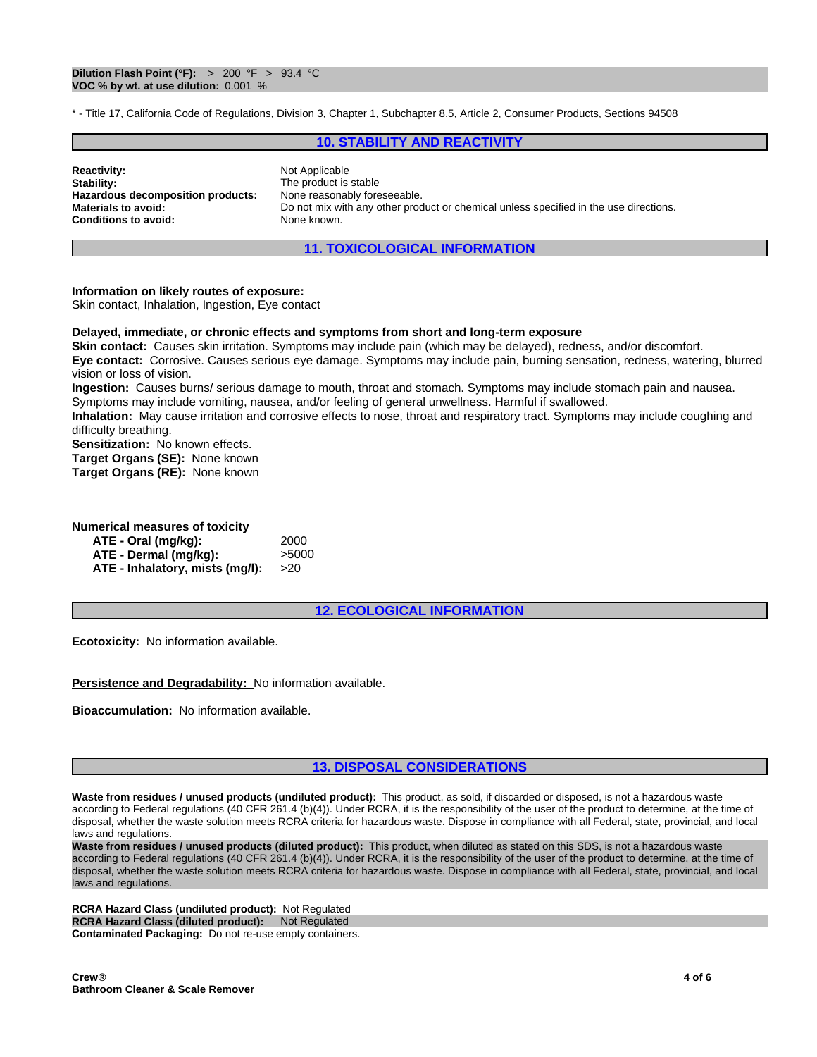**Dilution Flash Point (°F):** > 200 °F > 93.4 °C
**VOC % by wt. at use dilution:** 0.001 %

* - Title 17, California Code of Regulations, Division 3, Chapter 1, Subchapter 8.5, Article 2, Consumer Products, Sections 94508

## 10. STABILITY AND REACTIVITY

**Reactivity:** Not Applicable
**Stability:** The product is stable
**Hazardous decomposition products:** None reasonably foreseeable.
**Materials to avoid:** Do not mix with any other product or chemical unless specified in the use directions.
**Conditions to avoid:** None known.

## 11. TOXICOLOGICAL INFORMATION

**Information on likely routes of exposure:**
Skin contact, Inhalation, Ingestion, Eye contact

**Delayed, immediate, or chronic effects and symptoms from short and long-term exposure**

**Skin contact:** Causes skin irritation. Symptoms may include pain (which may be delayed), redness, and/or discomfort.
**Eye contact:** Corrosive. Causes serious eye damage. Symptoms may include pain, burning sensation, redness, watering, blurred vision or loss of vision.
**Ingestion:** Causes burns/ serious damage to mouth, throat and stomach. Symptoms may include stomach pain and nausea. Symptoms may include vomiting, nausea, and/or feeling of general unwellness. Harmful if swallowed.
**Inhalation:** May cause irritation and corrosive effects to nose, throat and respiratory tract. Symptoms may include coughing and difficulty breathing.
**Sensitization:** No known effects.
**Target Organs (SE):** None known
**Target Organs (RE):** None known

**Numerical measures of toxicity**

| | |
|---|---|
| **ATE - Oral (mg/kg):** | 2000 |
| **ATE - Dermal (mg/kg):** | >5000 |
| **ATE - Inhalatory, mists (mg/l):** | >20 |

## 12. ECOLOGICAL INFORMATION

**Ecotoxicity:** No information available.

**Persistence and Degradability:** No information available.

**Bioaccumulation:** No information available.

## 13. DISPOSAL CONSIDERATIONS

**Waste from residues / unused products (undiluted product):** This product, as sold, if discarded or disposed, is not a hazardous waste according to Federal regulations (40 CFR 261.4 (b)(4)). Under RCRA, it is the responsibility of the user of the product to determine, at the time of disposal, whether the waste solution meets RCRA criteria for hazardous waste. Dispose in compliance with all Federal, state, provincial, and local laws and regulations.
**Waste from residues / unused products (diluted product):** This product, when diluted as stated on this SDS, is not a hazardous waste according to Federal regulations (40 CFR 261.4 (b)(4)). Under RCRA, it is the responsibility of the user of the product to determine, at the time of disposal, whether the waste solution meets RCRA criteria for hazardous waste. Dispose in compliance with all Federal, state, provincial, and local laws and regulations.

**RCRA Hazard Class (undiluted product):** Not Regulated
**RCRA Hazard Class (diluted product):** Not Regulated
**Contaminated Packaging:** Do not re-use empty containers.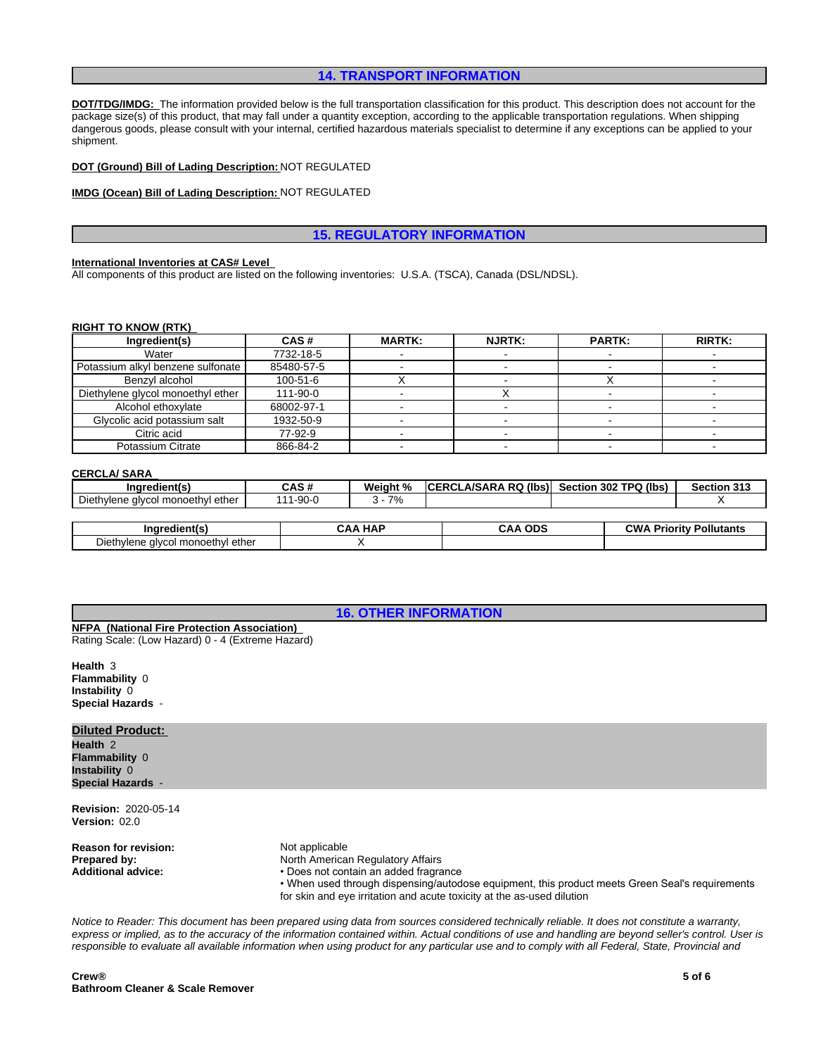## 14. TRANSPORT INFORMATION

**DOT/TDG/IMDG:** The information provided below is the full transportation classification for this product. This description does not account for the package size(s) of this product, that may fall under a quantity exception, according to the applicable transportation regulations. When shipping dangerous goods, please consult with your internal, certified hazardous materials specialist to determine if any exceptions can be applied to your shipment.

**DOT (Ground) Bill of Lading Description:** NOT REGULATED

**IMDG (Ocean) Bill of Lading Description:** NOT REGULATED

## 15. REGULATORY INFORMATION

**International Inventories at CAS# Level**

All components of this product are listed on the following inventories: U.S.A. (TSCA), Canada (DSL/NDSL).

**RIGHT TO KNOW (RTK)**

| Ingredient(s) | CAS # | MARTK: | NJRTK: | PARTK: | RIRTK: |
|---|---|---|---|---|---|
| Water | 7732-18-5 | - | - | - | - |
| Potassium alkyl benzene sulfonate | 85480-57-5 | - | - | - | - |
| Benzyl alcohol | 100-51-6 | X | - | X | - |
| Diethylene glycol monoethyl ether | 111-90-0 | - | X | - | - |
| Alcohol ethoxylate | 68002-97-1 | - | - | - | - |
| Glycolic acid potassium salt | 1932-50-9 | - | - | - | - |
| Citric acid | 77-92-9 | - | - | - | - |
| Potassium Citrate | 866-84-2 | - | - | - | - |

**CERCLA/ SARA**

| Ingredient(s) | CAS # | Weight % | CERCLA/SARA RQ (lbs) | Section 302 TPQ (lbs) | Section 313 |
|---|---|---|---|---|---|
| Diethylene glycol monoethyl ether | 111-90-0 | 3 - 7% | | | X |

| Ingredient(s) | CAA HAP | CAA ODS | CWA Priority Pollutants |
|---|---|---|---|
| Diethylene glycol monoethyl ether | X | | |

## 16. OTHER INFORMATION

**NFPA (National Fire Protection Association)**

Rating Scale: (Low Hazard) 0 - 4 (Extreme Hazard)

**Health** 3
**Flammability** 0
**Instability** 0
**Special Hazards** -

**Diluted Product:**

**Health** 2
**Flammability** 0
**Instability** 0
**Special Hazards** -

**Revision:** 2020-05-14
**Version:** 02.0

**Reason for revision:** Not applicable
**Prepared by:** North American Regulatory Affairs
**Additional advice:**
- Does not contain an added fragrance
- When used through dispensing/autodose equipment, this product meets Green Seal's requirements for skin and eye irritation and acute toxicity at the as-used dilution

*Notice to Reader: This document has been prepared using data from sources considered technically reliable. It does not constitute a warranty, express or implied, as to the accuracy of the information contained within. Actual conditions of use and handling are beyond seller's control. User is responsible to evaluate all available information when using product for any particular use and to comply with all Federal, State, Provincial and*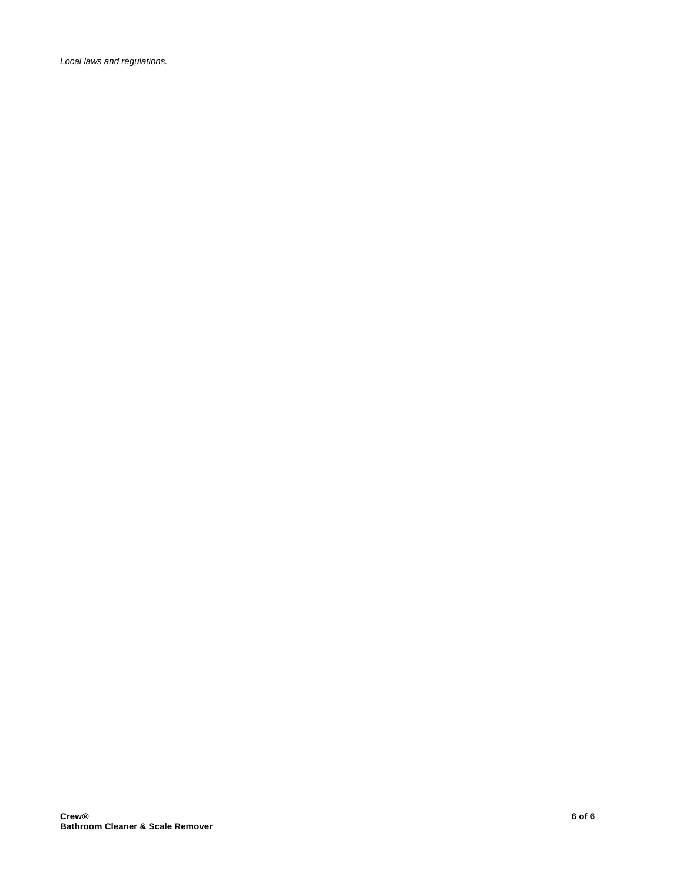*Local laws and regulations.*